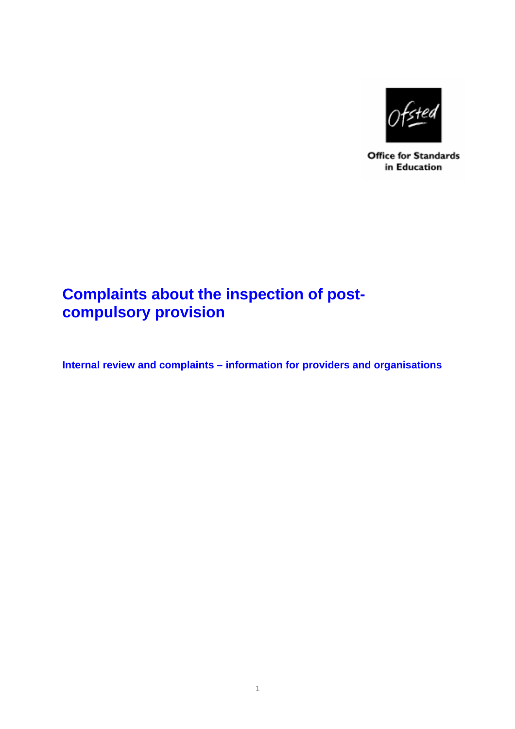Office for Standards in Education

# Complaints about the inspection of post-compulsory provision

## Internal review and complaints – information for providers and organisations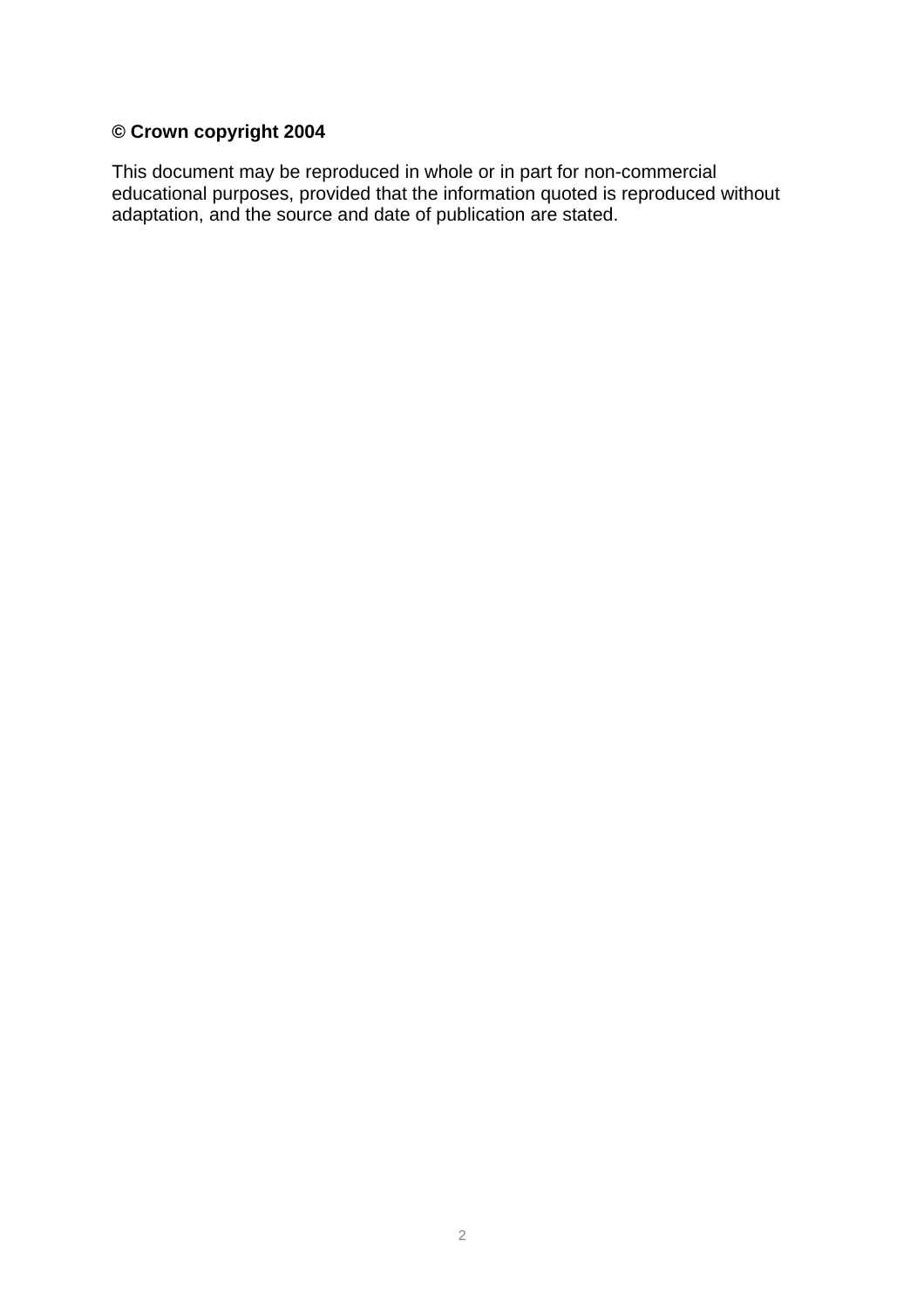**© Crown copyright 2004**

This document may be reproduced in whole or in part for non-commercial educational purposes, provided that the information quoted is reproduced without adaptation, and the source and date of publication are stated.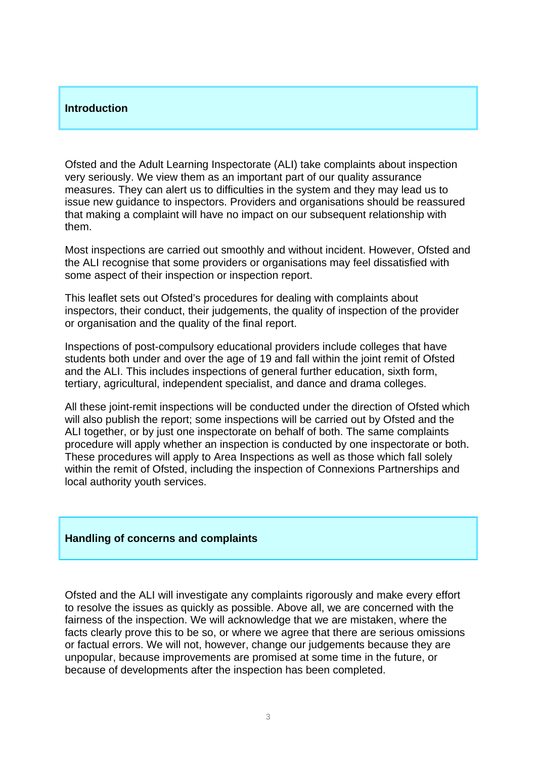## Introduction

Ofsted and the Adult Learning Inspectorate (ALI) take complaints about inspection very seriously. We view them as an important part of our quality assurance measures. They can alert us to difficulties in the system and they may lead us to issue new guidance to inspectors. Providers and organisations should be reassured that making a complaint will have no impact on our subsequent relationship with them.

Most inspections are carried out smoothly and without incident. However, Ofsted and the ALI recognise that some providers or organisations may feel dissatisfied with some aspect of their inspection or inspection report.

This leaflet sets out Ofsted's procedures for dealing with complaints about inspectors, their conduct, their judgements, the quality of inspection of the provider or organisation and the quality of the final report.

Inspections of post-compulsory educational providers include colleges that have students both under and over the age of 19 and fall within the joint remit of Ofsted and the ALI. This includes inspections of general further education, sixth form, tertiary, agricultural, independent specialist, and dance and drama colleges.

All these joint-remit inspections will be conducted under the direction of Ofsted which will also publish the report; some inspections will be carried out by Ofsted and the ALI together, or by just one inspectorate on behalf of both. The same complaints procedure will apply whether an inspection is conducted by one inspectorate or both. These procedures will apply to Area Inspections as well as those which fall solely within the remit of Ofsted, including the inspection of Connexions Partnerships and local authority youth services.

## Handling of concerns and complaints

Ofsted and the ALI will investigate any complaints rigorously and make every effort to resolve the issues as quickly as possible. Above all, we are concerned with the fairness of the inspection. We will acknowledge that we are mistaken, where the facts clearly prove this to be so, or where we agree that there are serious omissions or factual errors. We will not, however, change our judgements because they are unpopular, because improvements are promised at some time in the future, or because of developments after the inspection has been completed.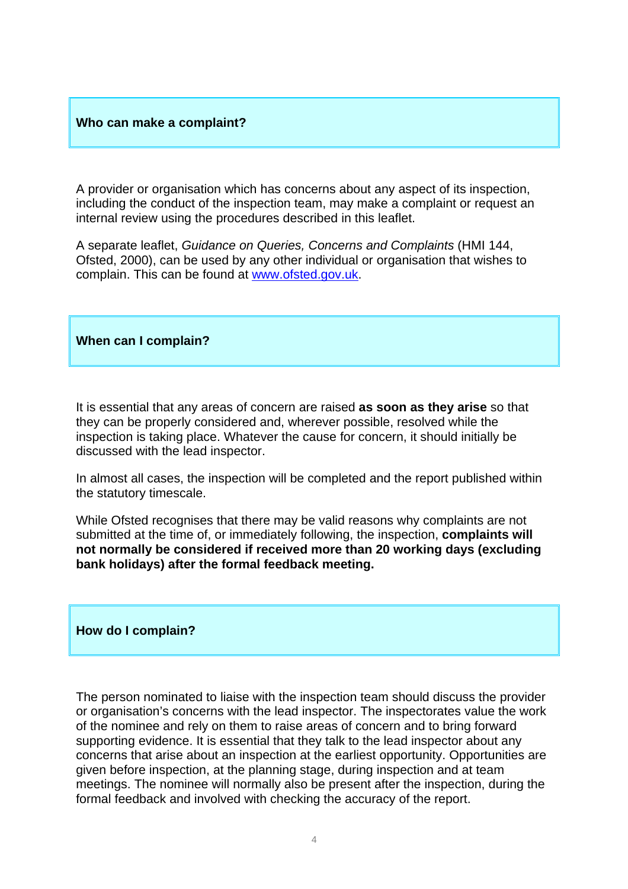## Who can make a complaint?

A provider or organisation which has concerns about any aspect of its inspection, including the conduct of the inspection team, may make a complaint or request an internal review using the procedures described in this leaflet.

A separate leaflet, *Guidance on Queries, Concerns and Complaints* (HMI 144, Ofsted, 2000), can be used by any other individual or organisation that wishes to complain. This can be found at www.ofsted.gov.uk.

## When can I complain?

It is essential that any areas of concern are raised **as soon as they arise** so that they can be properly considered and, wherever possible, resolved while the inspection is taking place. Whatever the cause for concern, it should initially be discussed with the lead inspector.

In almost all cases, the inspection will be completed and the report published within the statutory timescale.

While Ofsted recognises that there may be valid reasons why complaints are not submitted at the time of, or immediately following, the inspection, **complaints will not normally be considered if received more than 20 working days (excluding bank holidays) after the formal feedback meeting.**

## How do I complain?

The person nominated to liaise with the inspection team should discuss the provider or organisation's concerns with the lead inspector. The inspectorates value the work of the nominee and rely on them to raise areas of concern and to bring forward supporting evidence. It is essential that they talk to the lead inspector about any concerns that arise about an inspection at the earliest opportunity. Opportunities are given before inspection, at the planning stage, during inspection and at team meetings. The nominee will normally also be present after the inspection, during the formal feedback and involved with checking the accuracy of the report.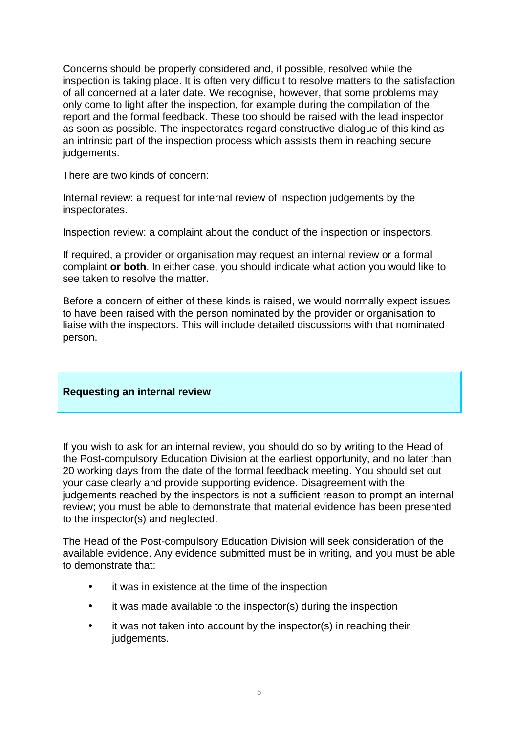Concerns should be properly considered and, if possible, resolved while the inspection is taking place. It is often very difficult to resolve matters to the satisfaction of all concerned at a later date. We recognise, however, that some problems may only come to light after the inspection, for example during the compilation of the report and the formal feedback. These too should be raised with the lead inspector as soon as possible. The inspectorates regard constructive dialogue of this kind as an intrinsic part of the inspection process which assists them in reaching secure judgements.

There are two kinds of concern:

Internal review: a request for internal review of inspection judgements by the inspectorates.

Inspection review: a complaint about the conduct of the inspection or inspectors.

If required, a provider or organisation may request an internal review or a formal complaint **or both**. In either case, you should indicate what action you would like to see taken to resolve the matter.

Before a concern of either of these kinds is raised, we would normally expect issues to have been raised with the person nominated by the provider or organisation to liaise with the inspectors. This will include detailed discussions with that nominated person.

## Requesting an internal review

If you wish to ask for an internal review, you should do so by writing to the Head of the Post-compulsory Education Division at the earliest opportunity, and no later than 20 working days from the date of the formal feedback meeting. You should set out your case clearly and provide supporting evidence. Disagreement with the judgements reached by the inspectors is not a sufficient reason to prompt an internal review; you must be able to demonstrate that material evidence has been presented to the inspector(s) and neglected.

The Head of the Post-compulsory Education Division will seek consideration of the available evidence. Any evidence submitted must be in writing, and you must be able to demonstrate that:

- it was in existence at the time of the inspection
- it was made available to the inspector(s) during the inspection
- it was not taken into account by the inspector(s) in reaching their judgements.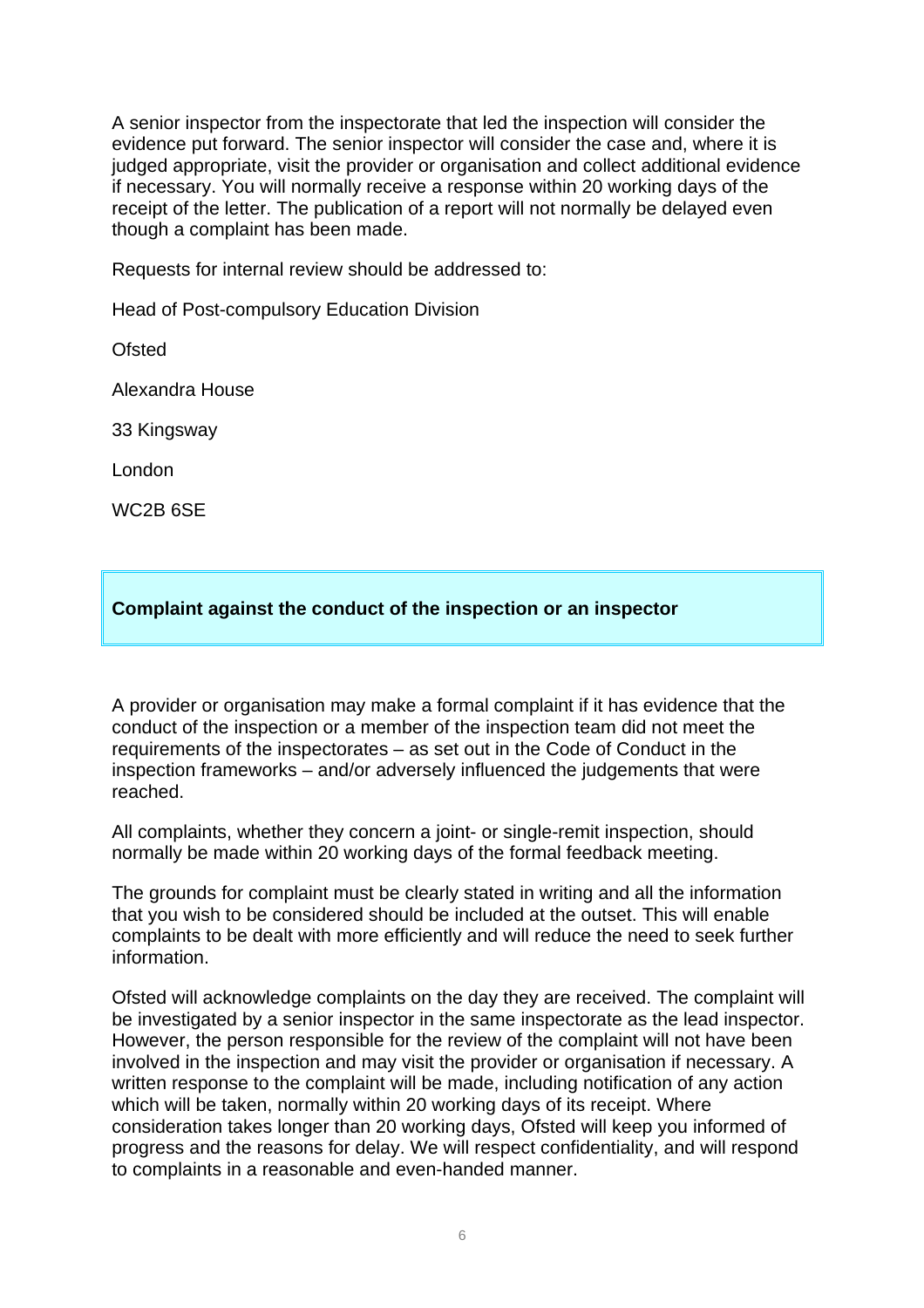A senior inspector from the inspectorate that led the inspection will consider the evidence put forward. The senior inspector will consider the case and, where it is judged appropriate, visit the provider or organisation and collect additional evidence if necessary. You will normally receive a response within 20 working days of the receipt of the letter. The publication of a report will not normally be delayed even though a complaint has been made.

Requests for internal review should be addressed to:

Head of Post-compulsory Education Division

Ofsted

Alexandra House

33 Kingsway

London

WC2B 6SE

## Complaint against the conduct of the inspection or an inspector

A provider or organisation may make a formal complaint if it has evidence that the conduct of the inspection or a member of the inspection team did not meet the requirements of the inspectorates – as set out in the Code of Conduct in the inspection frameworks – and/or adversely influenced the judgements that were reached.

All complaints, whether they concern a joint- or single-remit inspection, should normally be made within 20 working days of the formal feedback meeting.

The grounds for complaint must be clearly stated in writing and all the information that you wish to be considered should be included at the outset. This will enable complaints to be dealt with more efficiently and will reduce the need to seek further information.

Ofsted will acknowledge complaints on the day they are received. The complaint will be investigated by a senior inspector in the same inspectorate as the lead inspector. However, the person responsible for the review of the complaint will not have been involved in the inspection and may visit the provider or organisation if necessary. A written response to the complaint will be made, including notification of any action which will be taken, normally within 20 working days of its receipt. Where consideration takes longer than 20 working days, Ofsted will keep you informed of progress and the reasons for delay. We will respect confidentiality, and will respond to complaints in a reasonable and even-handed manner.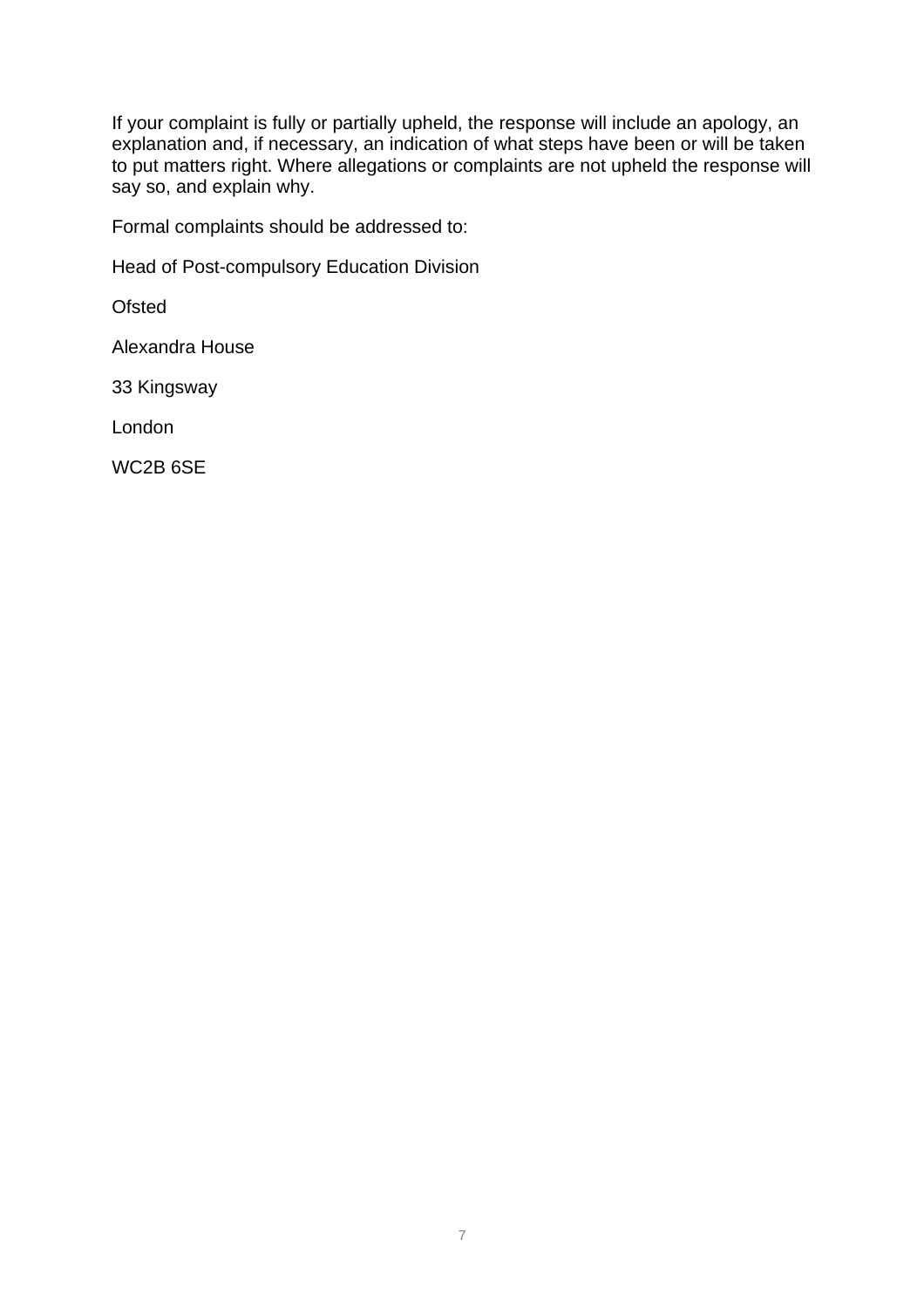If your complaint is fully or partially upheld, the response will include an apology, an explanation and, if necessary, an indication of what steps have been or will be taken to put matters right. Where allegations or complaints are not upheld the response will say so, and explain why.

Formal complaints should be addressed to:

Head of Post-compulsory Education Division

Ofsted

Alexandra House

33 Kingsway

London

WC2B 6SE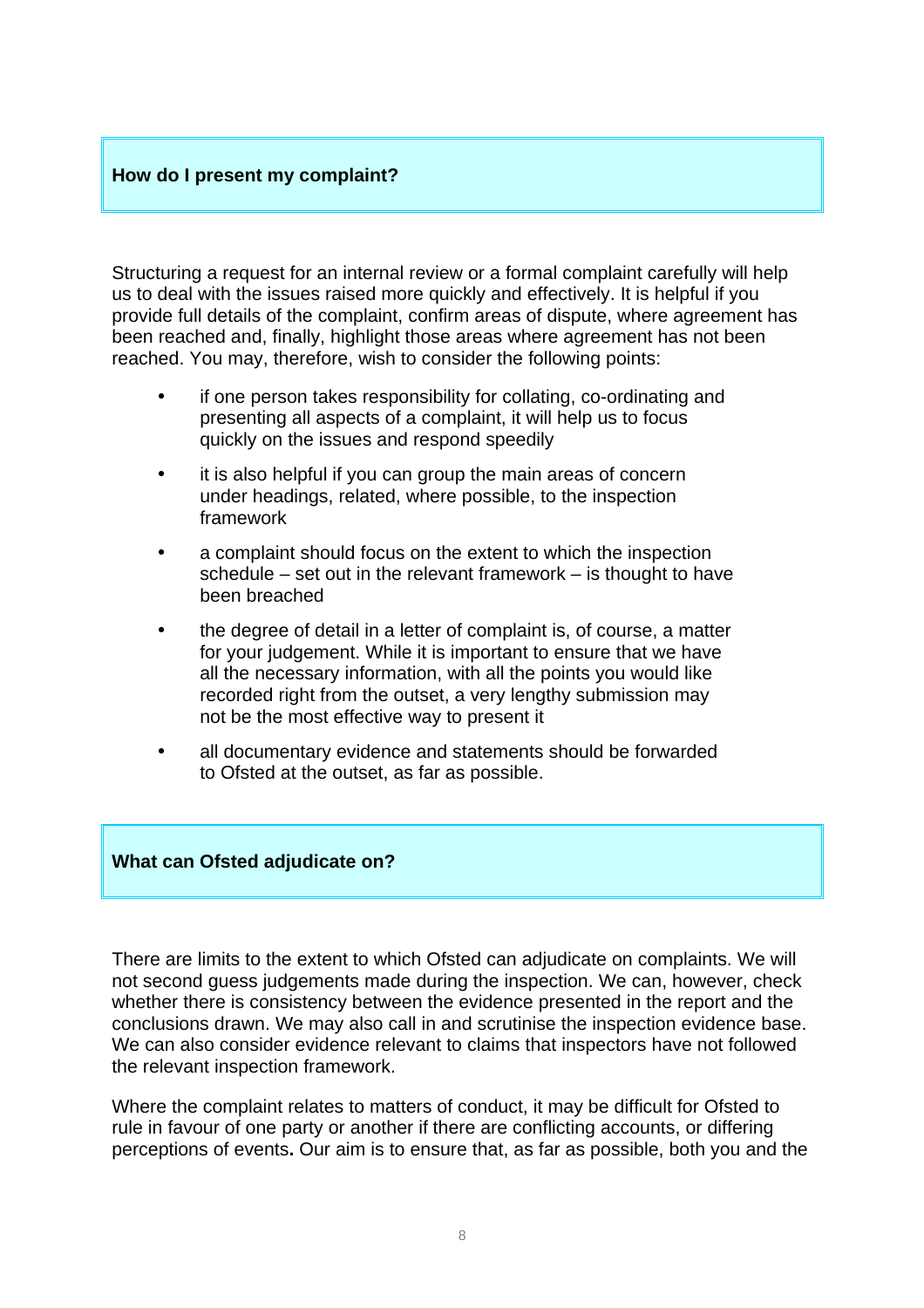## How do I present my complaint?

Structuring a request for an internal review or a formal complaint carefully will help us to deal with the issues raised more quickly and effectively. It is helpful if you provide full details of the complaint, confirm areas of dispute, where agreement has been reached and, finally, highlight those areas where agreement has not been reached. You may, therefore, wish to consider the following points:

- if one person takes responsibility for collating, co-ordinating and presenting all aspects of a complaint, it will help us to focus quickly on the issues and respond speedily
- it is also helpful if you can group the main areas of concern under headings, related, where possible, to the inspection framework
- a complaint should focus on the extent to which the inspection schedule – set out in the relevant framework – is thought to have been breached
- the degree of detail in a letter of complaint is, of course, a matter for your judgement. While it is important to ensure that we have all the necessary information, with all the points you would like recorded right from the outset, a very lengthy submission may not be the most effective way to present it
- all documentary evidence and statements should be forwarded to Ofsted at the outset, as far as possible.

## What can Ofsted adjudicate on?

There are limits to the extent to which Ofsted can adjudicate on complaints. We will not second guess judgements made during the inspection. We can, however, check whether there is consistency between the evidence presented in the report and the conclusions drawn. We may also call in and scrutinise the inspection evidence base. We can also consider evidence relevant to claims that inspectors have not followed the relevant inspection framework.

Where the complaint relates to matters of conduct, it may be difficult for Ofsted to rule in favour of one party or another if there are conflicting accounts, or differing perceptions of events**.** Our aim is to ensure that, as far as possible, both you and the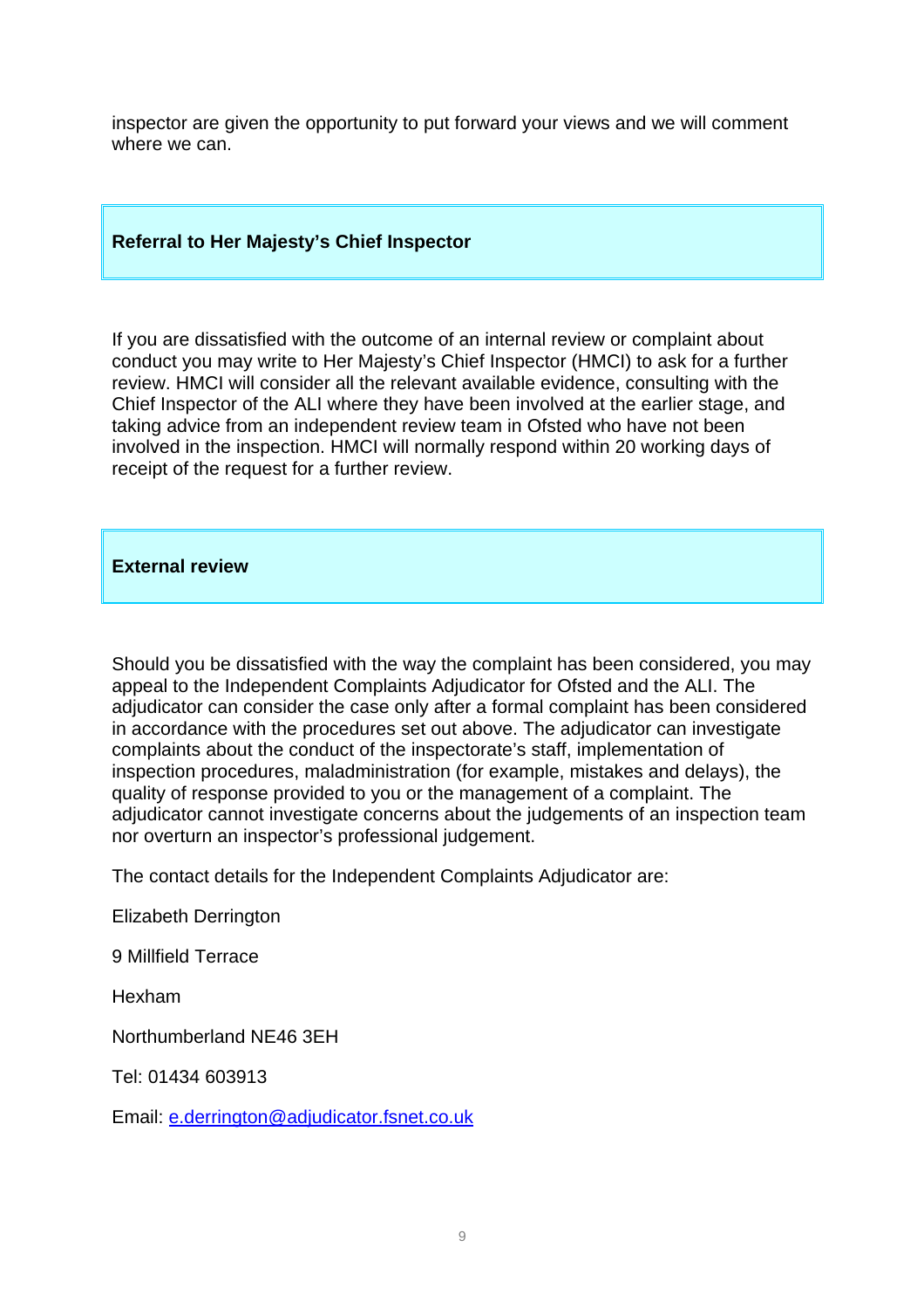inspector are given the opportunity to put forward your views and we will comment where we can.

## Referral to Her Majesty's Chief Inspector

If you are dissatisfied with the outcome of an internal review or complaint about conduct you may write to Her Majesty's Chief Inspector (HMCI) to ask for a further review. HMCI will consider all the relevant available evidence, consulting with the Chief Inspector of the ALI where they have been involved at the earlier stage, and taking advice from an independent review team in Ofsted who have not been involved in the inspection. HMCI will normally respond within 20 working days of receipt of the request for a further review.

## External review

Should you be dissatisfied with the way the complaint has been considered, you may appeal to the Independent Complaints Adjudicator for Ofsted and the ALI. The adjudicator can consider the case only after a formal complaint has been considered in accordance with the procedures set out above. The adjudicator can investigate complaints about the conduct of the inspectorate's staff, implementation of inspection procedures, maladministration (for example, mistakes and delays), the quality of response provided to you or the management of a complaint. The adjudicator cannot investigate concerns about the judgements of an inspection team nor overturn an inspector's professional judgement.

The contact details for the Independent Complaints Adjudicator are:

Elizabeth Derrington

9 Millfield Terrace

Hexham

Northumberland NE46 3EH

Tel: 01434 603913

Email: e.derrington@adjudicator.fsnet.co.uk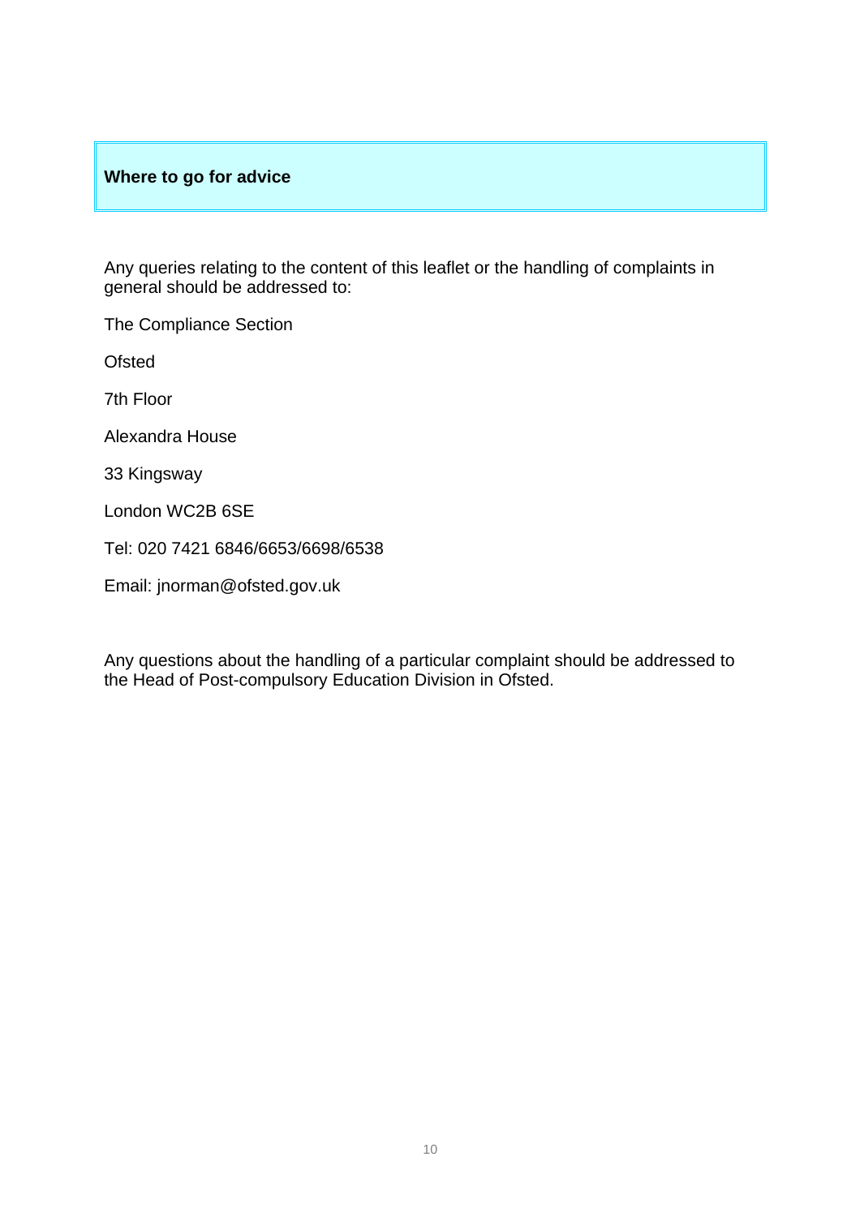## Where to go for advice

Any queries relating to the content of this leaflet or the handling of complaints in general should be addressed to:

The Compliance Section

Ofsted

7th Floor

Alexandra House

33 Kingsway

London WC2B 6SE

Tel: 020 7421 6846/6653/6698/6538

Email: jnorman@ofsted.gov.uk

Any questions about the handling of a particular complaint should be addressed to the Head of Post-compulsory Education Division in Ofsted.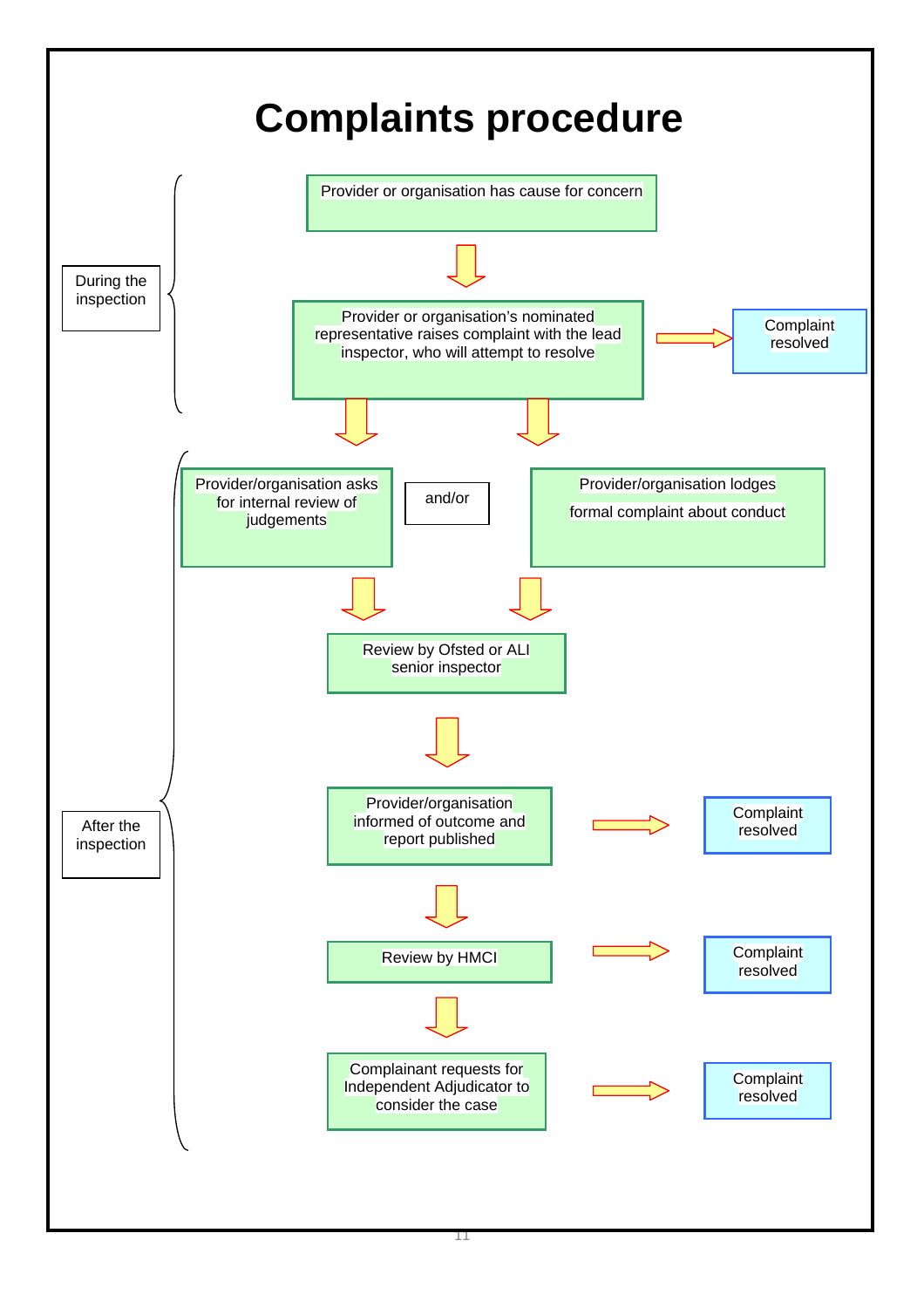# Complaints procedure

**During the inspection**

Provider or organisation has cause for concern

Provider or organisation's nominated representative raises complaint with the lead inspector, who will attempt to resolve

Complaint resolved

**After the inspection**

Provider/organisation asks for internal review of judgements

and/or

Provider/organisation lodges formal complaint about conduct

Review by Ofsted or ALI senior inspector

Provider/organisation informed of outcome and report published

Complaint resolved

Review by HMCI

Complaint resolved

Complainant requests for Independent Adjudicator to consider the case

Complaint resolved